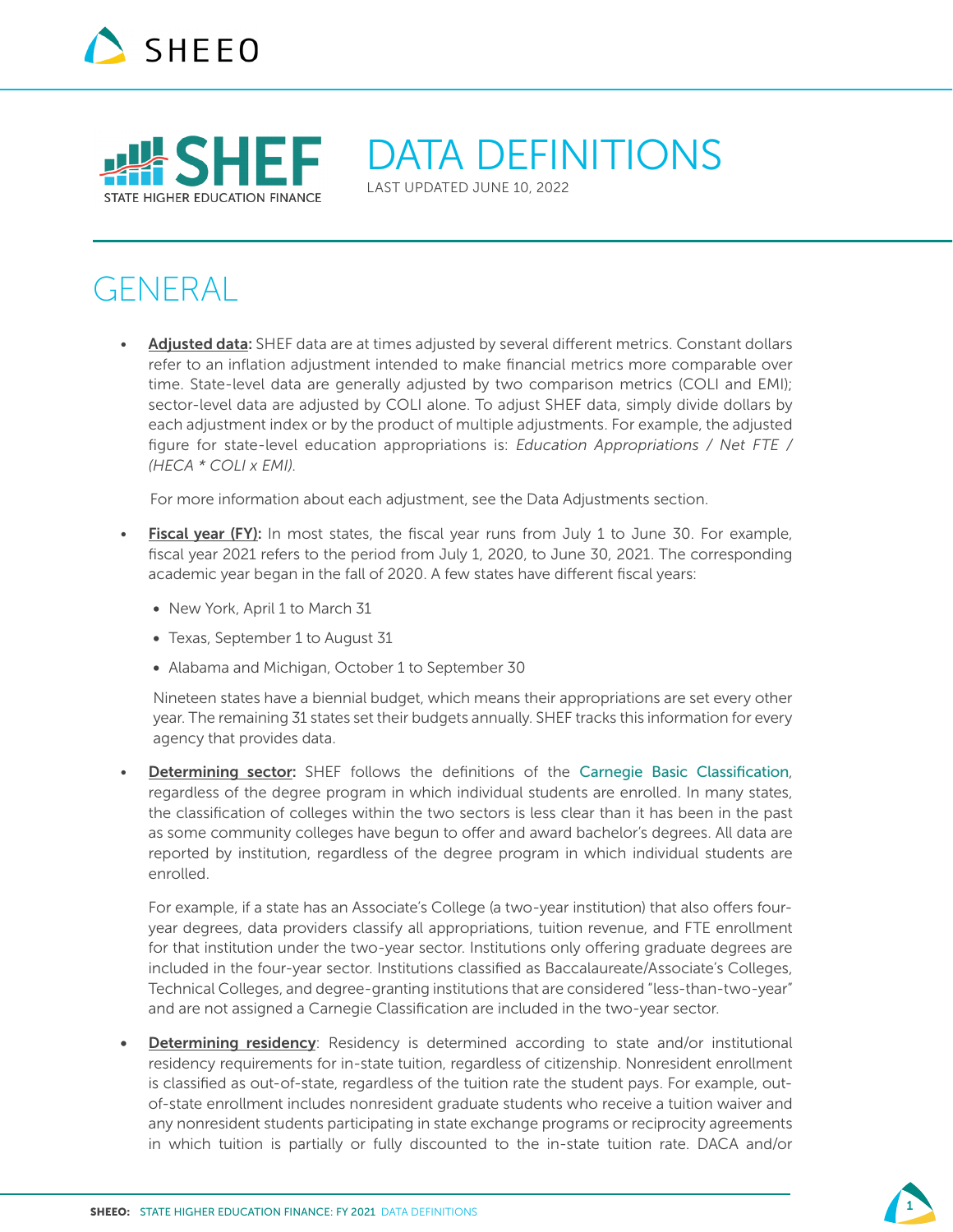# DATA DEFINITIONS

LAST UPDATED JUNE 10, 2022

## GENERAL

- **Adjusted data:** SHEF data are at times adjusted by several different metrics. Constant dollars refer to an inflation adjustment intended to make financial metrics more comparable over time. State-level data are generally adjusted by two comparison metrics (COLI and EMI); sector-level data are adjusted by COLI alone. To adjust SHEF data, simply divide dollars by each adjustment index or by the product of multiple adjustments. For example, the adjusted figure for state-level education appropriations is: *Education Appropriations / Net FTE / (HECA * COLI x EMI).*

  For more information about each adjustment, see the Data Adjustments section.

- **Fiscal year (FY):** In most states, the fiscal year runs from July 1 to June 30. For example, fiscal year 2021 refers to the period from July 1, 2020, to June 30, 2021. The corresponding academic year began in the fall of 2020. A few states have different fiscal years:

  - New York, April 1 to March 31
  - Texas, September 1 to August 31
  - Alabama and Michigan, October 1 to September 30

  Nineteen states have a biennial budget, which means their appropriations are set every other year. The remaining 31 states set their budgets annually. SHEF tracks this information for every agency that provides data.

- **Determining sector:** SHEF follows the definitions of the Carnegie Basic Classification, regardless of the degree program in which individual students are enrolled. In many states, the classification of colleges within the two sectors is less clear than it has been in the past as some community colleges have begun to offer and award bachelor's degrees. All data are reported by institution, regardless of the degree program in which individual students are enrolled.

  For example, if a state has an Associate's College (a two-year institution) that also offers four-year degrees, data providers classify all appropriations, tuition revenue, and FTE enrollment for that institution under the two-year sector. Institutions only offering graduate degrees are included in the four-year sector. Institutions classified as Baccalaureate/Associate's Colleges, Technical Colleges, and degree-granting institutions that are considered "less-than-two-year" and are not assigned a Carnegie Classification are included in the two-year sector.

- **Determining residency**: Residency is determined according to state and/or institutional residency requirements for in-state tuition, regardless of citizenship. Nonresident enrollment is classified as out-of-state, regardless of the tuition rate the student pays. For example, out-of-state enrollment includes nonresident graduate students who receive a tuition waiver and any nonresident students participating in state exchange programs or reciprocity agreements in which tuition is partially or fully discounted to the in-state tuition rate. DACA and/or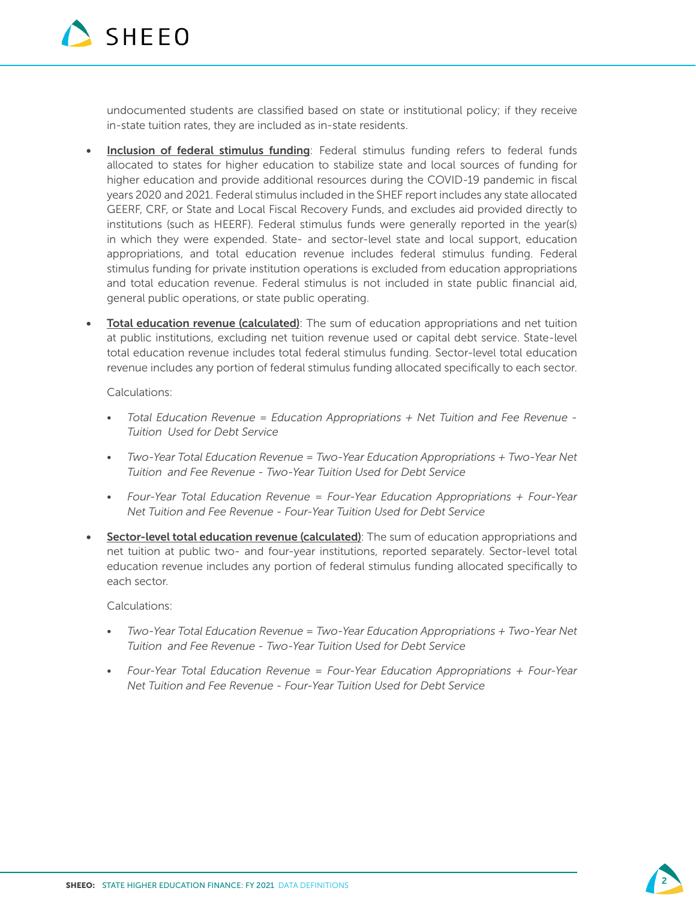undocumented students are classified based on state or institutional policy; if they receive in-state tuition rates, they are included as in-state residents.

- **Inclusion of federal stimulus funding**: Federal stimulus funding refers to federal funds allocated to states for higher education to stabilize state and local sources of funding for higher education and provide additional resources during the COVID-19 pandemic in fiscal years 2020 and 2021. Federal stimulus included in the SHEF report includes any state allocated GEERF, CRF, or State and Local Fiscal Recovery Funds, and excludes aid provided directly to institutions (such as HEERF). Federal stimulus funds were generally reported in the year(s) in which they were expended. State- and sector-level state and local support, education appropriations, and total education revenue includes federal stimulus funding. Federal stimulus funding for private institution operations is excluded from education appropriations and total education revenue. Federal stimulus is not included in state public financial aid, general public operations, or state public operating.

- **Total education revenue (calculated)**: The sum of education appropriations and net tuition at public institutions, excluding net tuition revenue used or capital debt service. State-level total education revenue includes total federal stimulus funding. Sector-level total education revenue includes any portion of federal stimulus funding allocated specifically to each sector.

  Calculations:

  - *Total Education Revenue = Education Appropriations + Net Tuition and Fee Revenue - Tuition Used for Debt Service*
  - *Two-Year Total Education Revenue = Two-Year Education Appropriations + Two-Year Net Tuition and Fee Revenue - Two-Year Tuition Used for Debt Service*
  - *Four-Year Total Education Revenue = Four-Year Education Appropriations + Four-Year Net Tuition and Fee Revenue - Four-Year Tuition Used for Debt Service*

- **Sector-level total education revenue (calculated)**: The sum of education appropriations and net tuition at public two- and four-year institutions, reported separately. Sector-level total education revenue includes any portion of federal stimulus funding allocated specifically to each sector.

  Calculations:

  - *Two-Year Total Education Revenue = Two-Year Education Appropriations + Two-Year Net Tuition and Fee Revenue - Two-Year Tuition Used for Debt Service*
  - *Four-Year Total Education Revenue = Four-Year Education Appropriations + Four-Year Net Tuition and Fee Revenue - Four-Year Tuition Used for Debt Service*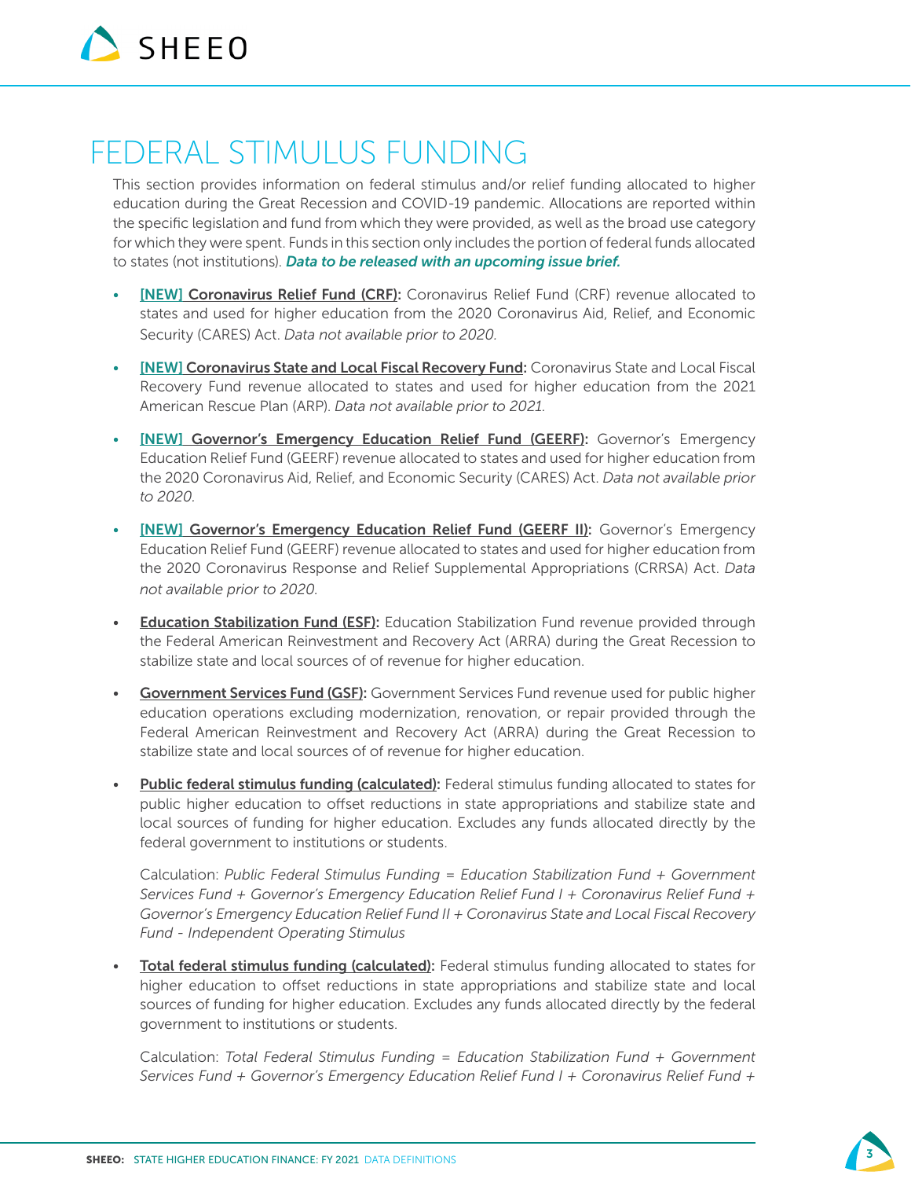# FEDERAL STIMULUS FUNDING

This section provides information on federal stimulus and/or relief funding allocated to higher education during the Great Recession and COVID-19 pandemic. Allocations are reported within the specific legislation and fund from which they were provided, as well as the broad use category for which they were spent. Funds in this section only includes the portion of federal funds allocated to states (not institutions). ***Data to be released with an upcoming issue brief.***

- **[NEW] Coronavirus Relief Fund (CRF):** Coronavirus Relief Fund (CRF) revenue allocated to states and used for higher education from the 2020 Coronavirus Aid, Relief, and Economic Security (CARES) Act. *Data not available prior to 2020.*

- **[NEW] Coronavirus State and Local Fiscal Recovery Fund:** Coronavirus State and Local Fiscal Recovery Fund revenue allocated to states and used for higher education from the 2021 American Rescue Plan (ARP). *Data not available prior to 2021.*

- **[NEW] Governor's Emergency Education Relief Fund (GEERF):** Governor's Emergency Education Relief Fund (GEERF) revenue allocated to states and used for higher education from the 2020 Coronavirus Aid, Relief, and Economic Security (CARES) Act. *Data not available prior to 2020.*

- **[NEW] Governor's Emergency Education Relief Fund (GEERF II):** Governor's Emergency Education Relief Fund (GEERF) revenue allocated to states and used for higher education from the 2020 Coronavirus Response and Relief Supplemental Appropriations (CRRSA) Act. *Data not available prior to 2020.*

- **Education Stabilization Fund (ESF):** Education Stabilization Fund revenue provided through the Federal American Reinvestment and Recovery Act (ARRA) during the Great Recession to stabilize state and local sources of of revenue for higher education.

- **Government Services Fund (GSF):** Government Services Fund revenue used for public higher education operations excluding modernization, renovation, or repair provided through the Federal American Reinvestment and Recovery Act (ARRA) during the Great Recession to stabilize state and local sources of of revenue for higher education.

- **Public federal stimulus funding (calculated):** Federal stimulus funding allocated to states for public higher education to offset reductions in state appropriations and stabilize state and local sources of funding for higher education. Excludes any funds allocated directly by the federal government to institutions or students.

  Calculation: *Public Federal Stimulus Funding = Education Stabilization Fund + Government Services Fund + Governor's Emergency Education Relief Fund I + Coronavirus Relief Fund + Governor's Emergency Education Relief Fund II + Coronavirus State and Local Fiscal Recovery Fund - Independent Operating Stimulus*

- **Total federal stimulus funding (calculated):** Federal stimulus funding allocated to states for higher education to offset reductions in state appropriations and stabilize state and local sources of funding for higher education. Excludes any funds allocated directly by the federal government to institutions or students.

  Calculation: *Total Federal Stimulus Funding = Education Stabilization Fund + Government Services Fund + Governor's Emergency Education Relief Fund I + Coronavirus Relief Fund +*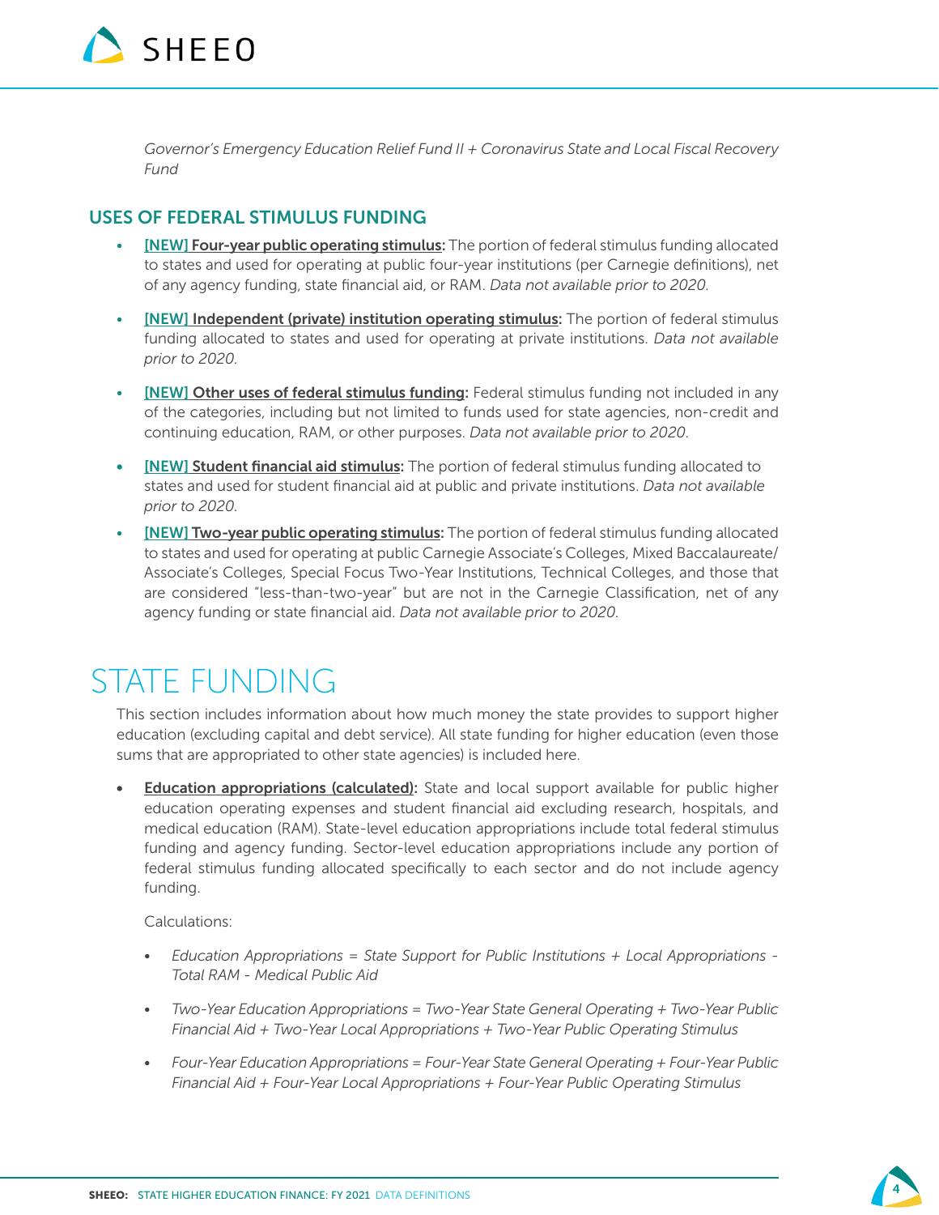*Governor's Emergency Education Relief Fund II + Coronavirus State and Local Fiscal Recovery Fund*

### USES OF FEDERAL STIMULUS FUNDING

- **[NEW] Four-year public operating stimulus:** The portion of federal stimulus funding allocated to states and used for operating at public four-year institutions (per Carnegie definitions), net of any agency funding, state financial aid, or RAM. *Data not available prior to 2020.*
- **[NEW] Independent (private) institution operating stimulus:** The portion of federal stimulus funding allocated to states and used for operating at private institutions. *Data not available prior to 2020.*
- **[NEW] Other uses of federal stimulus funding:** Federal stimulus funding not included in any of the categories, including but not limited to funds used for state agencies, non-credit and continuing education, RAM, or other purposes. *Data not available prior to 2020.*
- **[NEW] Student financial aid stimulus:** The portion of federal stimulus funding allocated to states and used for student financial aid at public and private institutions. *Data not available prior to 2020.*
- **[NEW] Two-year public operating stimulus:** The portion of federal stimulus funding allocated to states and used for operating at public Carnegie Associate's Colleges, Mixed Baccalaureate/Associate's Colleges, Special Focus Two-Year Institutions, Technical Colleges, and those that are considered "less-than-two-year" but are not in the Carnegie Classification, net of any agency funding or state financial aid. *Data not available prior to 2020.*

# STATE FUNDING

This section includes information about how much money the state provides to support higher education (excluding capital and debt service). All state funding for higher education (even those sums that are appropriated to other state agencies) is included here.

- **Education appropriations (calculated):** State and local support available for public higher education operating expenses and student financial aid excluding research, hospitals, and medical education (RAM). State-level education appropriations include total federal stimulus funding and agency funding. Sector-level education appropriations include any portion of federal stimulus funding allocated specifically to each sector and do not include agency funding.

  Calculations:

  - *Education Appropriations = State Support for Public Institutions + Local Appropriations - Total RAM - Medical Public Aid*
  - *Two-Year Education Appropriations = Two-Year State General Operating + Two-Year Public Financial Aid + Two-Year Local Appropriations + Two-Year Public Operating Stimulus*
  - *Four-Year Education Appropriations = Four-Year State General Operating + Four-Year Public Financial Aid + Four-Year Local Appropriations + Four-Year Public Operating Stimulus*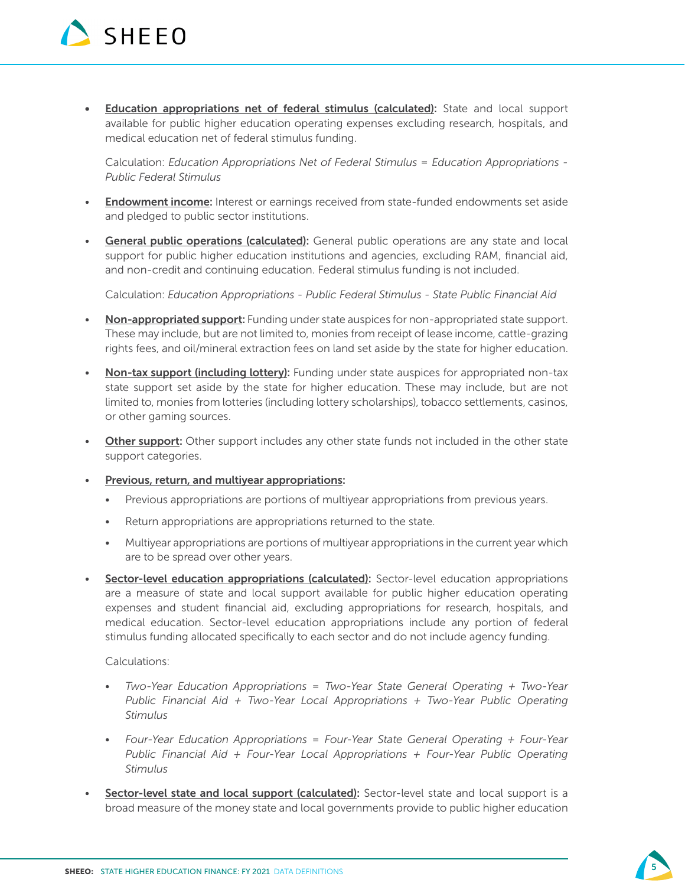- **Education appropriations net of federal stimulus (calculated):** State and local support available for public higher education operating expenses excluding research, hospitals, and medical education net of federal stimulus funding.

  Calculation: *Education Appropriations Net of Federal Stimulus = Education Appropriations - Public Federal Stimulus*

- **Endowment income:** Interest or earnings received from state-funded endowments set aside and pledged to public sector institutions.

- **General public operations (calculated):** General public operations are any state and local support for public higher education institutions and agencies, excluding RAM, financial aid, and non-credit and continuing education. Federal stimulus funding is not included.

  Calculation: *Education Appropriations - Public Federal Stimulus - State Public Financial Aid*

- **Non-appropriated support:** Funding under state auspices for non-appropriated state support. These may include, but are not limited to, monies from receipt of lease income, cattle-grazing rights fees, and oil/mineral extraction fees on land set aside by the state for higher education.

- **Non-tax support (including lottery):** Funding under state auspices for appropriated non-tax state support set aside by the state for higher education. These may include, but are not limited to, monies from lotteries (including lottery scholarships), tobacco settlements, casinos, or other gaming sources.

- **Other support:** Other support includes any other state funds not included in the other state support categories.

- **Previous, return, and multiyear appropriations:**
  - Previous appropriations are portions of multiyear appropriations from previous years.
  - Return appropriations are appropriations returned to the state.
  - Multiyear appropriations are portions of multiyear appropriations in the current year which are to be spread over other years.

- **Sector-level education appropriations (calculated):** Sector-level education appropriations are a measure of state and local support available for public higher education operating expenses and student financial aid, excluding appropriations for research, hospitals, and medical education. Sector-level education appropriations include any portion of federal stimulus funding allocated specifically to each sector and do not include agency funding.

  Calculations:

  - *Two-Year Education Appropriations = Two-Year State General Operating + Two-Year Public Financial Aid + Two-Year Local Appropriations + Two-Year Public Operating Stimulus*
  - *Four-Year Education Appropriations = Four-Year State General Operating + Four-Year Public Financial Aid + Four-Year Local Appropriations + Four-Year Public Operating Stimulus*

- **Sector-level state and local support (calculated):** Sector-level state and local support is a broad measure of the money state and local governments provide to public higher education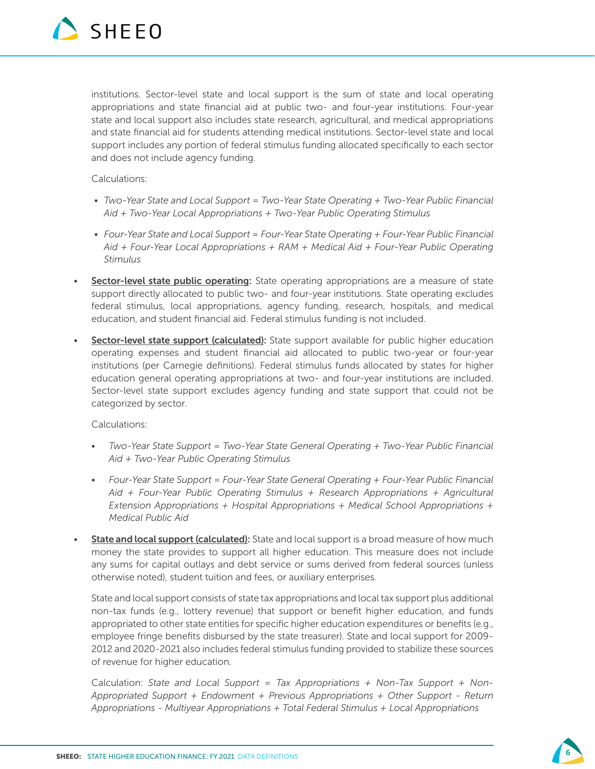institutions. Sector-level state and local support is the sum of state and local operating appropriations and state financial aid at public two- and four-year institutions. Four-year state and local support also includes state research, agricultural, and medical appropriations and state financial aid for students attending medical institutions. Sector-level state and local support includes any portion of federal stimulus funding allocated specifically to each sector and does not include agency funding.

Calculations:

- *Two-Year State and Local Support = Two-Year State Operating + Two-Year Public Financial Aid + Two-Year Local Appropriations + Two-Year Public Operating Stimulus*
- *Four-Year State and Local Support = Four-Year State Operating + Four-Year Public Financial Aid + Four-Year Local Appropriations + RAM + Medical Aid + Four-Year Public Operating Stimulus*

- **Sector-level state public operating:** State operating appropriations are a measure of state support directly allocated to public two- and four-year institutions. State operating excludes federal stimulus, local appropriations, agency funding, research, hospitals, and medical education, and student financial aid. Federal stimulus funding is not included.

- **Sector-level state support (calculated):** State support available for public higher education operating expenses and student financial aid allocated to public two-year or four-year institutions (per Carnegie definitions). Federal stimulus funds allocated by states for higher education general operating appropriations at two- and four-year institutions are included. Sector-level state support excludes agency funding and state support that could not be categorized by sector.

  Calculations:

  - *Two-Year State Support = Two-Year State General Operating + Two-Year Public Financial Aid + Two-Year Public Operating Stimulus*
  - *Four-Year State Support = Four-Year State General Operating + Four-Year Public Financial Aid + Four-Year Public Operating Stimulus + Research Appropriations + Agricultural Extension Appropriations + Hospital Appropriations + Medical School Appropriations + Medical Public Aid*

- **State and local support (calculated):** State and local support is a broad measure of how much money the state provides to support all higher education. This measure does not include any sums for capital outlays and debt service or sums derived from federal sources (unless otherwise noted), student tuition and fees, or auxiliary enterprises.

  State and local support consists of state tax appropriations and local tax support plus additional non-tax funds (e.g., lottery revenue) that support or benefit higher education, and funds appropriated to other state entities for specific higher education expenditures or benefits (e.g., employee fringe benefits disbursed by the state treasurer). State and local support for 2009-2012 and 2020-2021 also includes federal stimulus funding provided to stabilize these sources of revenue for higher education.

  Calculation: *State and Local Support = Tax Appropriations + Non-Tax Support + Non-Appropriated Support + Endowment + Previous Appropriations + Other Support - Return Appropriations - Multiyear Appropriations + Total Federal Stimulus + Local Appropriations*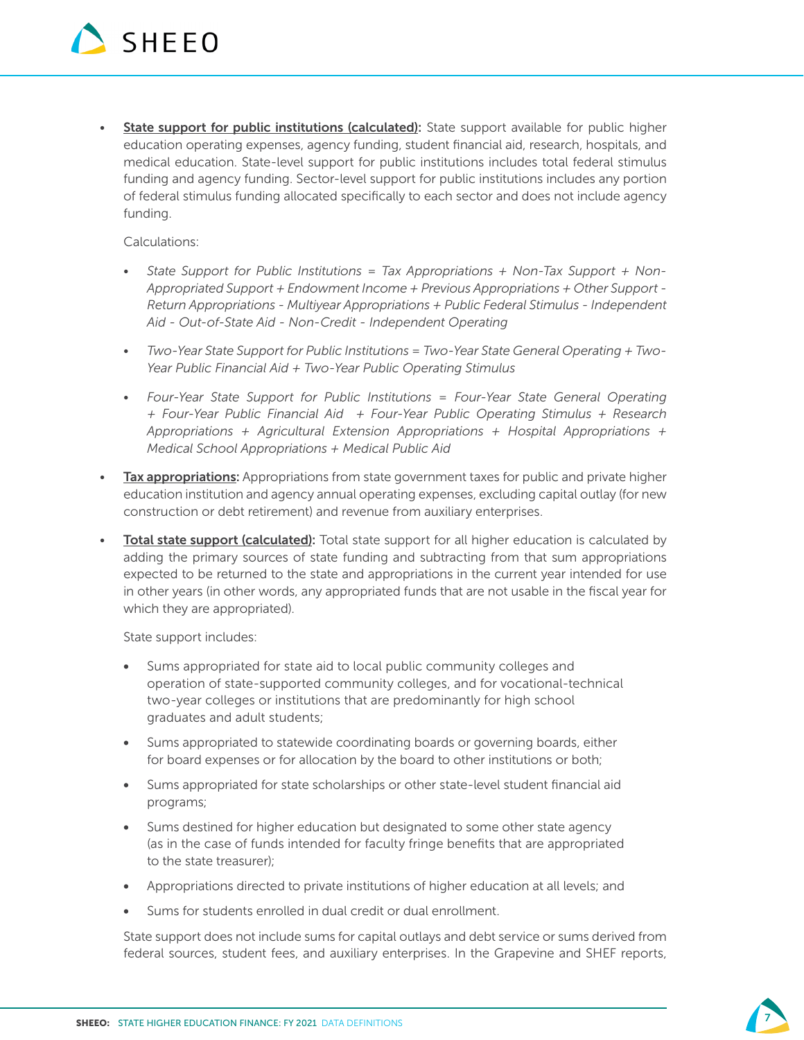- **<u>State support for public institutions (calculated)</u>:** State support available for public higher education operating expenses, agency funding, student financial aid, research, hospitals, and medical education. State-level support for public institutions includes total federal stimulus funding and agency funding. Sector-level support for public institutions includes any portion of federal stimulus funding allocated specifically to each sector and does not include agency funding.

  Calculations:

  - *State Support for Public Institutions = Tax Appropriations + Non-Tax Support + Non-Appropriated Support + Endowment Income + Previous Appropriations + Other Support - Return Appropriations - Multiyear Appropriations + Public Federal Stimulus - Independent Aid - Out-of-State Aid - Non-Credit - Independent Operating*
  - *Two-Year State Support for Public Institutions = Two-Year State General Operating + Two-Year Public Financial Aid + Two-Year Public Operating Stimulus*
  - *Four-Year State Support for Public Institutions = Four-Year State General Operating + Four-Year Public Financial Aid + Four-Year Public Operating Stimulus + Research Appropriations + Agricultural Extension Appropriations + Hospital Appropriations + Medical School Appropriations + Medical Public Aid*

- **<u>Tax appropriations</u>:** Appropriations from state government taxes for public and private higher education institution and agency annual operating expenses, excluding capital outlay (for new construction or debt retirement) and revenue from auxiliary enterprises.

- **<u>Total state support (calculated)</u>:** Total state support for all higher education is calculated by adding the primary sources of state funding and subtracting from that sum appropriations expected to be returned to the state and appropriations in the current year intended for use in other years (in other words, any appropriated funds that are not usable in the fiscal year for which they are appropriated).

  State support includes:

  - Sums appropriated for state aid to local public community colleges and operation of state-supported community colleges, and for vocational-technical two-year colleges or institutions that are predominantly for high school graduates and adult students;
  - Sums appropriated to statewide coordinating boards or governing boards, either for board expenses or for allocation by the board to other institutions or both;
  - Sums appropriated for state scholarships or other state-level student financial aid programs;
  - Sums destined for higher education but designated to some other state agency (as in the case of funds intended for faculty fringe benefits that are appropriated to the state treasurer);
  - Appropriations directed to private institutions of higher education at all levels; and
  - Sums for students enrolled in dual credit or dual enrollment.

  State support does not include sums for capital outlays and debt service or sums derived from federal sources, student fees, and auxiliary enterprises. In the Grapevine and SHEF reports,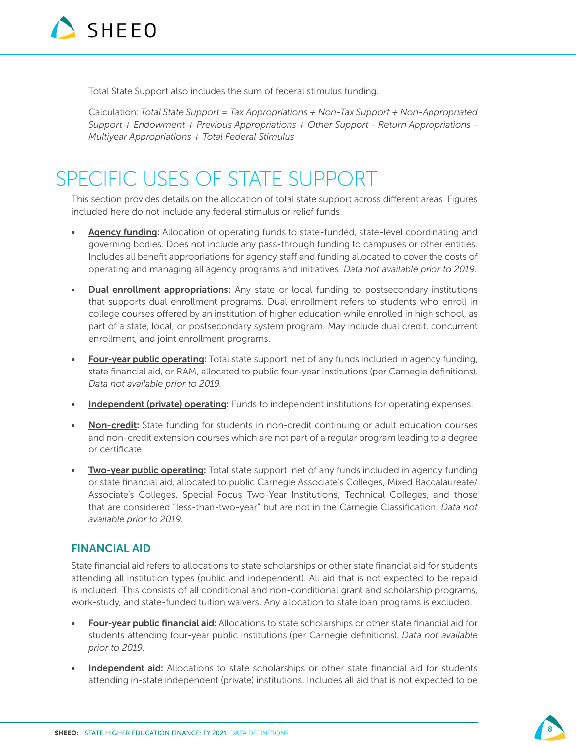Total State Support also includes the sum of federal stimulus funding.

Calculation: *Total State Support = Tax Appropriations + Non-Tax Support + Non-Appropriated Support + Endowment + Previous Appropriations + Other Support - Return Appropriations - Multiyear Appropriations + Total Federal Stimulus*

# SPECIFIC USES OF STATE SUPPORT

This section provides details on the allocation of total state support across different areas. Figures included here do not include any federal stimulus or relief funds.

- **Agency funding:** Allocation of operating funds to state-funded, state-level coordinating and governing bodies. Does not include any pass-through funding to campuses or other entities. Includes all benefit appropriations for agency staff and funding allocated to cover the costs of operating and managing all agency programs and initiatives. *Data not available prior to 2019.*
- **Dual enrollment appropriations:** Any state or local funding to postsecondary institutions that supports dual enrollment programs. Dual enrollment refers to students who enroll in college courses offered by an institution of higher education while enrolled in high school, as part of a state, local, or postsecondary system program. May include dual credit, concurrent enrollment, and joint enrollment programs.
- **Four-year public operating:** Total state support, net of any funds included in agency funding, state financial aid, or RAM, allocated to public four-year institutions (per Carnegie definitions). *Data not available prior to 2019.*
- **Independent (private) operating:** Funds to independent institutions for operating expenses.
- **Non-credit:** State funding for students in non-credit continuing or adult education courses and non-credit extension courses which are not part of a regular program leading to a degree or certificate.
- **Two-year public operating:** Total state support, net of any funds included in agency funding or state financial aid, allocated to public Carnegie Associate's Colleges, Mixed Baccalaureate/Associate's Colleges, Special Focus Two-Year Institutions, Technical Colleges, and those that are considered "less-than-two-year" but are not in the Carnegie Classification. *Data not available prior to 2019.*

## FINANCIAL AID

State financial aid refers to allocations to state scholarships or other state financial aid for students attending all institution types (public and independent). All aid that is not expected to be repaid is included. This consists of all conditional and non-conditional grant and scholarship programs, work-study, and state-funded tuition waivers. Any allocation to state loan programs is excluded.

- **Four-year public financial aid:** Allocations to state scholarships or other state financial aid for students attending four-year public institutions (per Carnegie definitions). *Data not available prior to 2019.*
- **Independent aid:** Allocations to state scholarships or other state financial aid for students attending in-state independent (private) institutions. Includes all aid that is not expected to be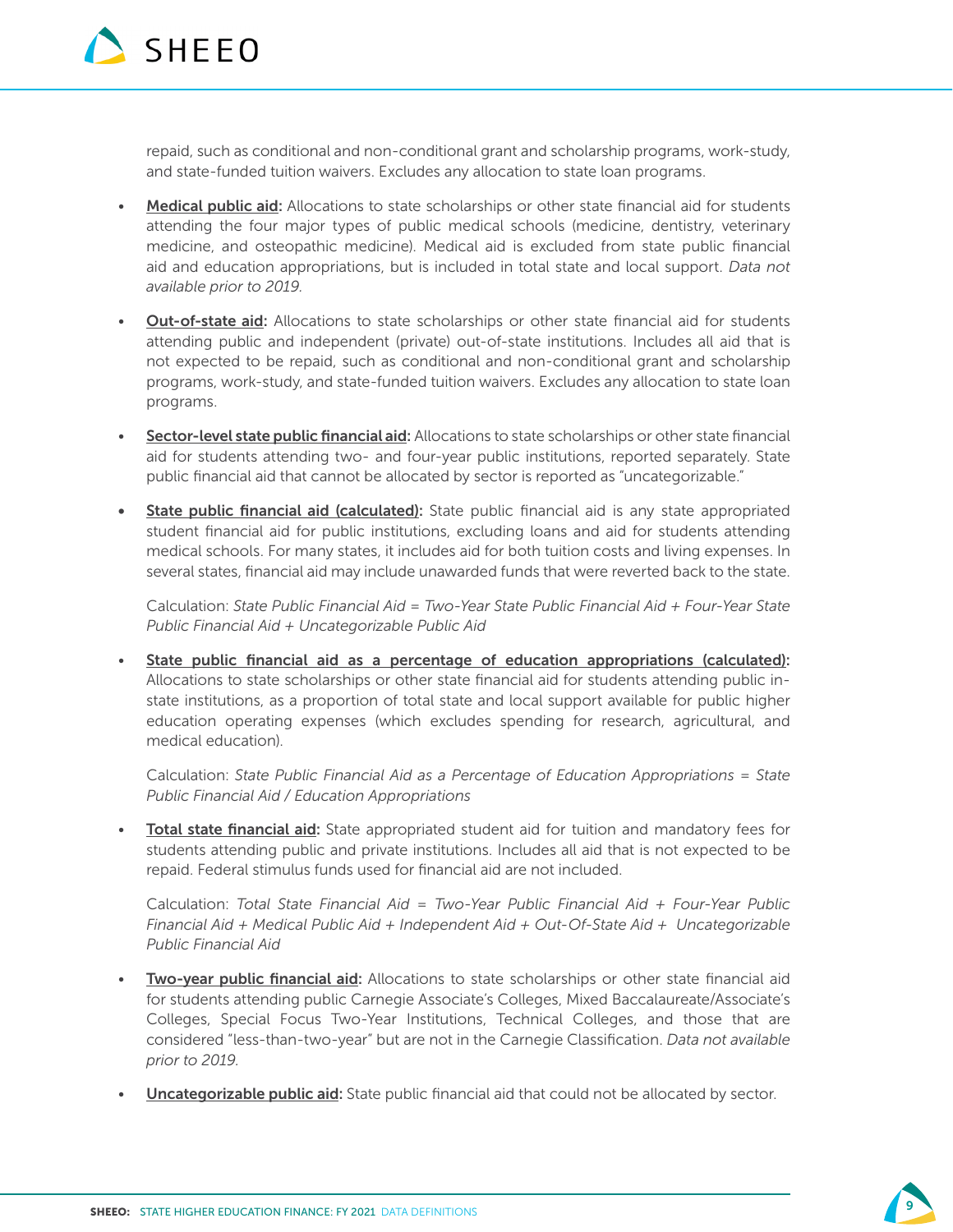repaid, such as conditional and non-conditional grant and scholarship programs, work-study, and state-funded tuition waivers. Excludes any allocation to state loan programs.

- **Medical public aid:** Allocations to state scholarships or other state financial aid for students attending the four major types of public medical schools (medicine, dentistry, veterinary medicine, and osteopathic medicine). Medical aid is excluded from state public financial aid and education appropriations, but is included in total state and local support. *Data not available prior to 2019.*

- **Out-of-state aid:** Allocations to state scholarships or other state financial aid for students attending public and independent (private) out-of-state institutions. Includes all aid that is not expected to be repaid, such as conditional and non-conditional grant and scholarship programs, work-study, and state-funded tuition waivers. Excludes any allocation to state loan programs.

- **Sector-level state public financial aid:** Allocations to state scholarships or other state financial aid for students attending two- and four-year public institutions, reported separately. State public financial aid that cannot be allocated by sector is reported as "uncategorizable."

- **State public financial aid (calculated):** State public financial aid is any state appropriated student financial aid for public institutions, excluding loans and aid for students attending medical schools. For many states, it includes aid for both tuition costs and living expenses. In several states, financial aid may include unawarded funds that were reverted back to the state.

  Calculation: *State Public Financial Aid = Two-Year State Public Financial Aid + Four-Year State Public Financial Aid + Uncategorizable Public Aid*

- **State public financial aid as a percentage of education appropriations (calculated):** Allocations to state scholarships or other state financial aid for students attending public in-state institutions, as a proportion of total state and local support available for public higher education operating expenses (which excludes spending for research, agricultural, and medical education).

  Calculation: *State Public Financial Aid as a Percentage of Education Appropriations = State Public Financial Aid / Education Appropriations*

- **Total state financial aid:** State appropriated student aid for tuition and mandatory fees for students attending public and private institutions. Includes all aid that is not expected to be repaid. Federal stimulus funds used for financial aid are not included.

  Calculation: *Total State Financial Aid = Two-Year Public Financial Aid + Four-Year Public Financial Aid + Medical Public Aid + Independent Aid + Out-Of-State Aid + Uncategorizable Public Financial Aid*

- **Two-year public financial aid:** Allocations to state scholarships or other state financial aid for students attending public Carnegie Associate's Colleges, Mixed Baccalaureate/Associate's Colleges, Special Focus Two-Year Institutions, Technical Colleges, and those that are considered "less-than-two-year" but are not in the Carnegie Classification. *Data not available prior to 2019.*

- **Uncategorizable public aid:** State public financial aid that could not be allocated by sector.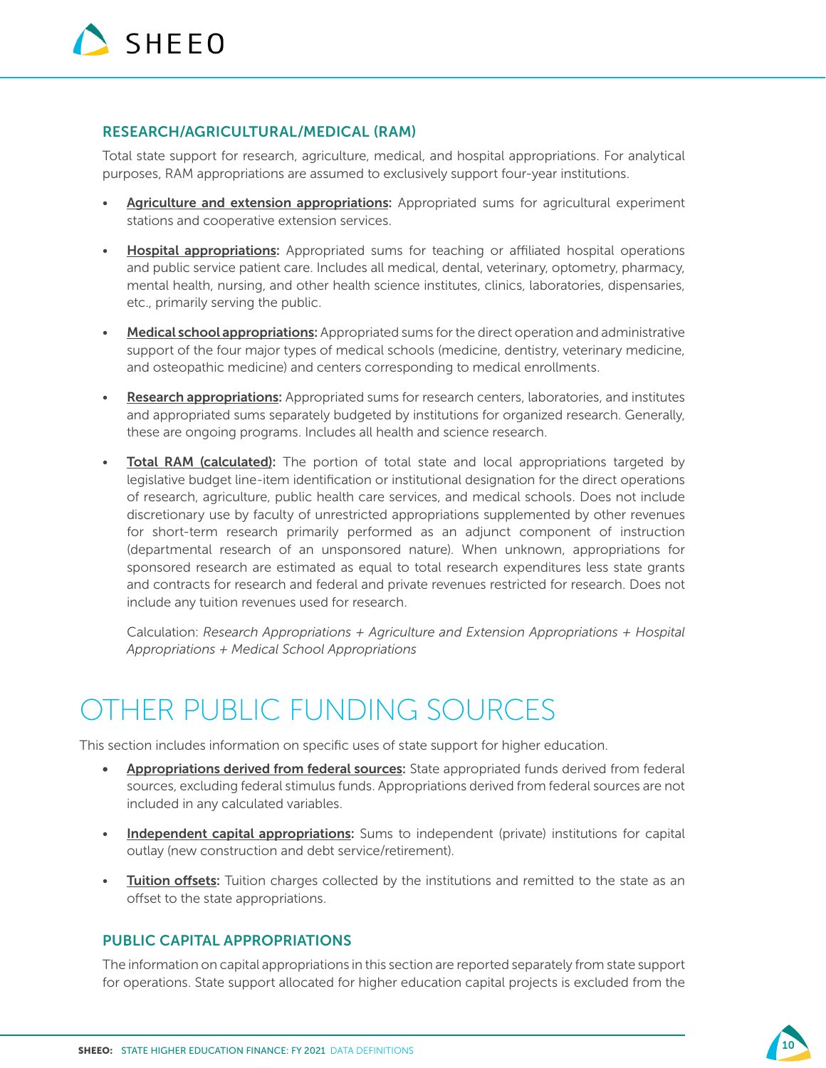### RESEARCH/AGRICULTURAL/MEDICAL (RAM)

Total state support for research, agriculture, medical, and hospital appropriations. For analytical purposes, RAM appropriations are assumed to exclusively support four-year institutions.

- **Agriculture and extension appropriations:** Appropriated sums for agricultural experiment stations and cooperative extension services.
- **Hospital appropriations:** Appropriated sums for teaching or affiliated hospital operations and public service patient care. Includes all medical, dental, veterinary, optometry, pharmacy, mental health, nursing, and other health science institutes, clinics, laboratories, dispensaries, etc., primarily serving the public.
- **Medical school appropriations:** Appropriated sums for the direct operation and administrative support of the four major types of medical schools (medicine, dentistry, veterinary medicine, and osteopathic medicine) and centers corresponding to medical enrollments.
- **Research appropriations:** Appropriated sums for research centers, laboratories, and institutes and appropriated sums separately budgeted by institutions for organized research. Generally, these are ongoing programs. Includes all health and science research.
- **Total RAM (calculated):** The portion of total state and local appropriations targeted by legislative budget line-item identification or institutional designation for the direct operations of research, agriculture, public health care services, and medical schools. Does not include discretionary use by faculty of unrestricted appropriations supplemented by other revenues for short-term research primarily performed as an adjunct component of instruction (departmental research of an unsponsored nature). When unknown, appropriations for sponsored research are estimated as equal to total research expenditures less state grants and contracts for research and federal and private revenues restricted for research. Does not include any tuition revenues used for research.

  Calculation: *Research Appropriations + Agriculture and Extension Appropriations + Hospital Appropriations + Medical School Appropriations*

# OTHER PUBLIC FUNDING SOURCES

This section includes information on specific uses of state support for higher education.

- **Appropriations derived from federal sources:** State appropriated funds derived from federal sources, excluding federal stimulus funds. Appropriations derived from federal sources are not included in any calculated variables.
- **Independent capital appropriations:** Sums to independent (private) institutions for capital outlay (new construction and debt service/retirement).
- **Tuition offsets:** Tuition charges collected by the institutions and remitted to the state as an offset to the state appropriations.

### PUBLIC CAPITAL APPROPRIATIONS

The information on capital appropriations in this section are reported separately from state support for operations. State support allocated for higher education capital projects is excluded from the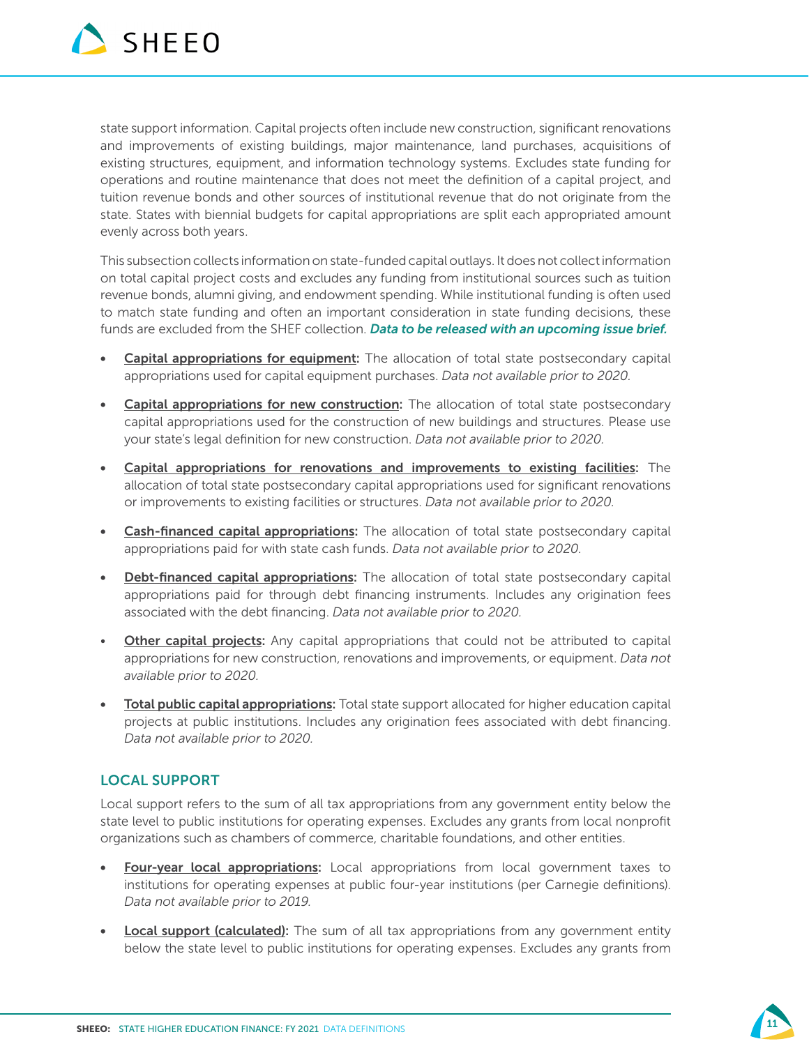state support information. Capital projects often include new construction, significant renovations and improvements of existing buildings, major maintenance, land purchases, acquisitions of existing structures, equipment, and information technology systems. Excludes state funding for operations and routine maintenance that does not meet the definition of a capital project, and tuition revenue bonds and other sources of institutional revenue that do not originate from the state. States with biennial budgets for capital appropriations are split each appropriated amount evenly across both years.

This subsection collects information on state-funded capital outlays. It does not collect information on total capital project costs and excludes any funding from institutional sources such as tuition revenue bonds, alumni giving, and endowment spending. While institutional funding is often used to match state funding and often an important consideration in state funding decisions, these funds are excluded from the SHEF collection. ***Data to be released with an upcoming issue brief.***

- **Capital appropriations for equipment:** The allocation of total state postsecondary capital appropriations used for capital equipment purchases. *Data not available prior to 2020.*
- **Capital appropriations for new construction:** The allocation of total state postsecondary capital appropriations used for the construction of new buildings and structures. Please use your state's legal definition for new construction. *Data not available prior to 2020.*
- **Capital appropriations for renovations and improvements to existing facilities:** The allocation of total state postsecondary capital appropriations used for significant renovations or improvements to existing facilities or structures. *Data not available prior to 2020.*
- **Cash-financed capital appropriations:** The allocation of total state postsecondary capital appropriations paid for with state cash funds. *Data not available prior to 2020.*
- **Debt-financed capital appropriations:** The allocation of total state postsecondary capital appropriations paid for through debt financing instruments. Includes any origination fees associated with the debt financing. *Data not available prior to 2020.*
- **Other capital projects:** Any capital appropriations that could not be attributed to capital appropriations for new construction, renovations and improvements, or equipment. *Data not available prior to 2020.*
- **Total public capital appropriations:** Total state support allocated for higher education capital projects at public institutions. Includes any origination fees associated with debt financing. *Data not available prior to 2020.*

## LOCAL SUPPORT

Local support refers to the sum of all tax appropriations from any government entity below the state level to public institutions for operating expenses. Excludes any grants from local nonprofit organizations such as chambers of commerce, charitable foundations, and other entities.

- **Four-year local appropriations:** Local appropriations from local government taxes to institutions for operating expenses at public four-year institutions (per Carnegie definitions). *Data not available prior to 2019.*
- **Local support (calculated):** The sum of all tax appropriations from any government entity below the state level to public institutions for operating expenses. Excludes any grants from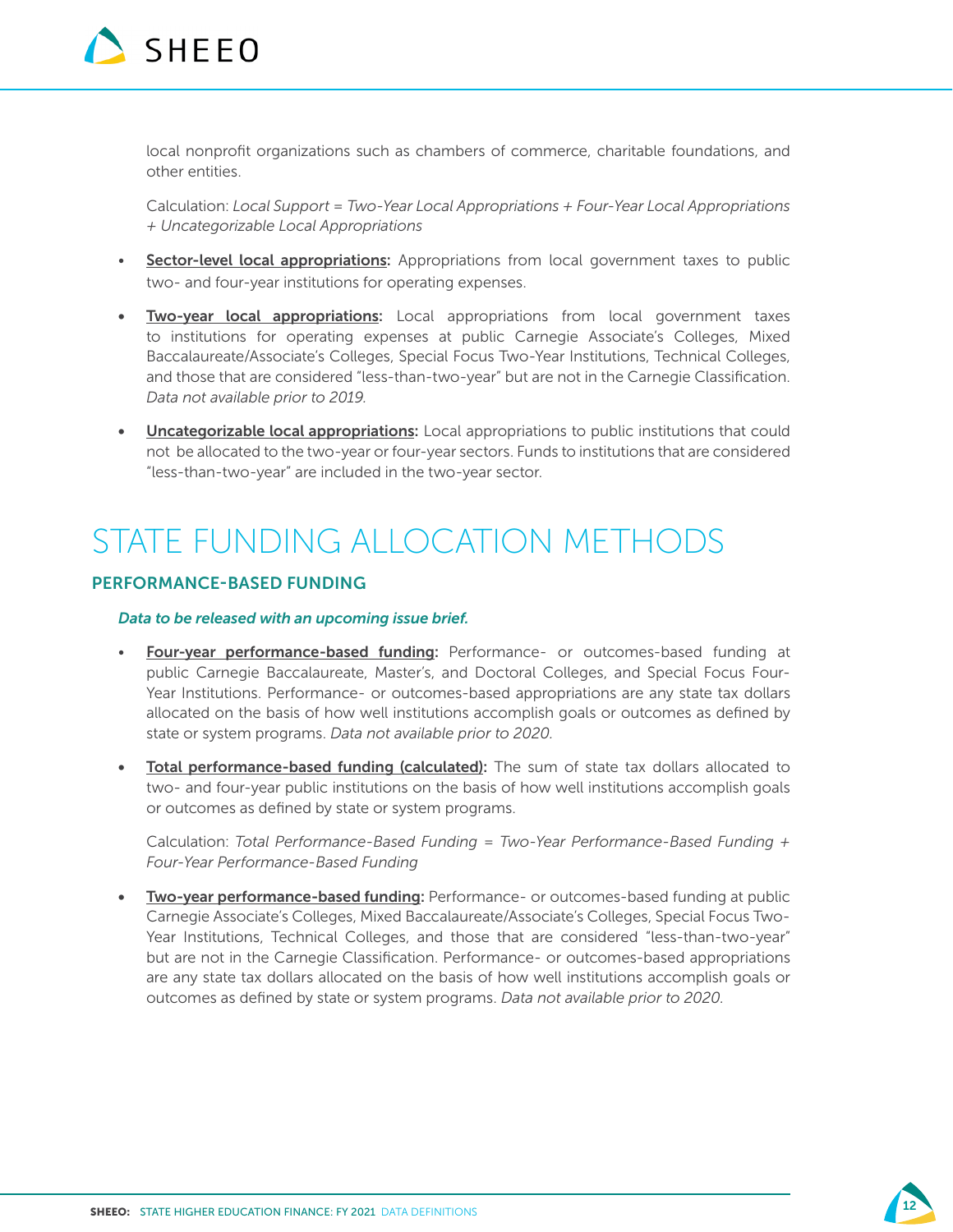local nonprofit organizations such as chambers of commerce, charitable foundations, and other entities.

Calculation: *Local Support = Two-Year Local Appropriations + Four-Year Local Appropriations + Uncategorizable Local Appropriations*

- **Sector-level local appropriations:** Appropriations from local government taxes to public two- and four-year institutions for operating expenses.
- **Two-year local appropriations:** Local appropriations from local government taxes to institutions for operating expenses at public Carnegie Associate's Colleges, Mixed Baccalaureate/Associate's Colleges, Special Focus Two-Year Institutions, Technical Colleges, and those that are considered "less-than-two-year" but are not in the Carnegie Classification. *Data not available prior to 2019.*
- **Uncategorizable local appropriations:** Local appropriations to public institutions that could not be allocated to the two-year or four-year sectors. Funds to institutions that are considered "less-than-two-year" are included in the two-year sector.

# STATE FUNDING ALLOCATION METHODS

## PERFORMANCE-BASED FUNDING

***Data to be released with an upcoming issue brief.***

- **Four-year performance-based funding:** Performance- or outcomes-based funding at public Carnegie Baccalaureate, Master's, and Doctoral Colleges, and Special Focus Four-Year Institutions. Performance- or outcomes-based appropriations are any state tax dollars allocated on the basis of how well institutions accomplish goals or outcomes as defined by state or system programs. *Data not available prior to 2020.*
- **Total performance-based funding (calculated):** The sum of state tax dollars allocated to two- and four-year public institutions on the basis of how well institutions accomplish goals or outcomes as defined by state or system programs.

  Calculation: *Total Performance-Based Funding = Two-Year Performance-Based Funding + Four-Year Performance-Based Funding*

- **Two-year performance-based funding:** Performance- or outcomes-based funding at public Carnegie Associate's Colleges, Mixed Baccalaureate/Associate's Colleges, Special Focus Two-Year Institutions, Technical Colleges, and those that are considered "less-than-two-year" but are not in the Carnegie Classification. Performance- or outcomes-based appropriations are any state tax dollars allocated on the basis of how well institutions accomplish goals or outcomes as defined by state or system programs. *Data not available prior to 2020.*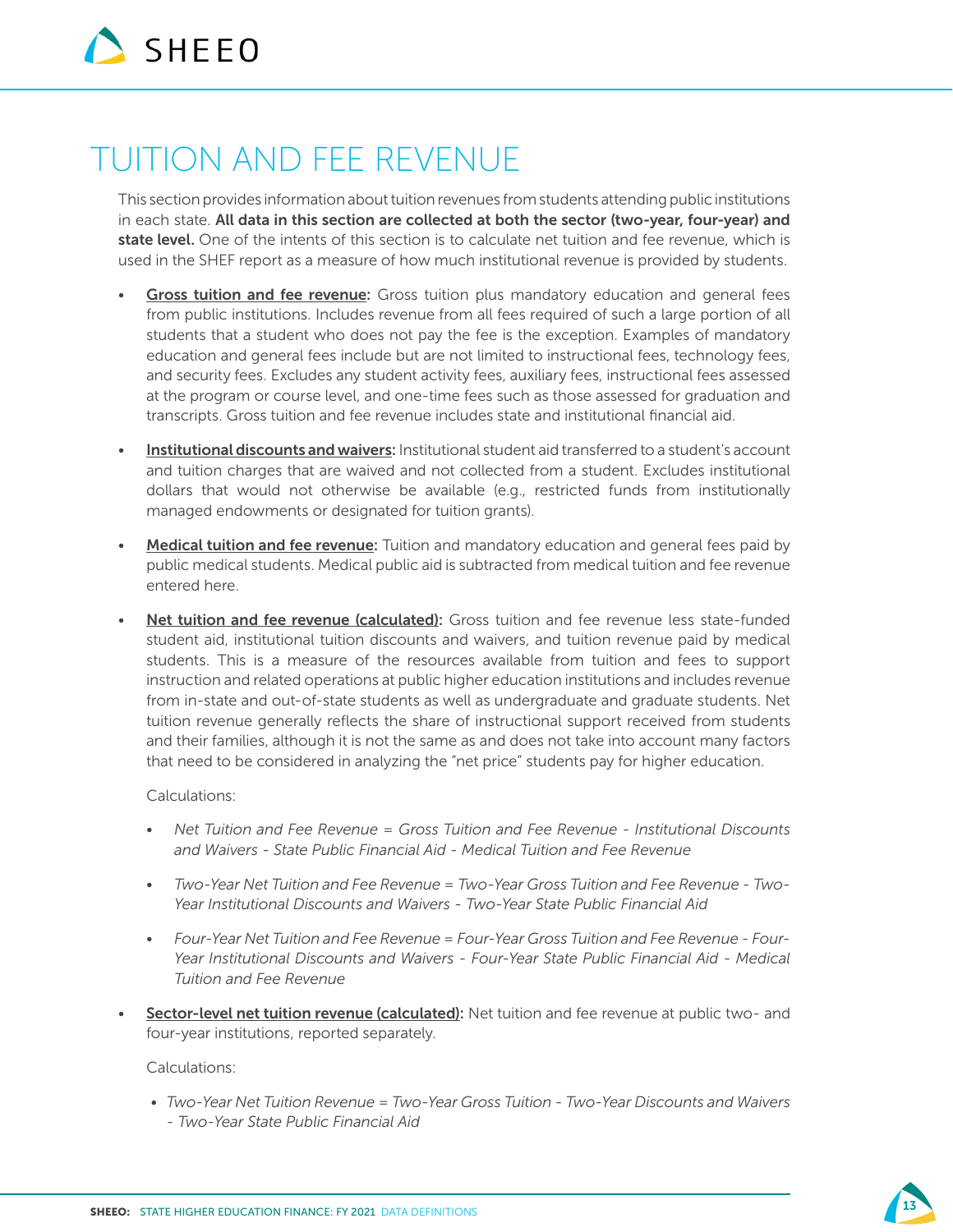# TUITION AND FEE REVENUE

This section provides information about tuition revenues from students attending public institutions in each state. **All data in this section are collected at both the sector (two-year, four-year) and state level.** One of the intents of this section is to calculate net tuition and fee revenue, which is used in the SHEF report as a measure of how much institutional revenue is provided by students.

- **Gross tuition and fee revenue:** Gross tuition plus mandatory education and general fees from public institutions. Includes revenue from all fees required of such a large portion of all students that a student who does not pay the fee is the exception. Examples of mandatory education and general fees include but are not limited to instructional fees, technology fees, and security fees. Excludes any student activity fees, auxiliary fees, instructional fees assessed at the program or course level, and one-time fees such as those assessed for graduation and transcripts. Gross tuition and fee revenue includes state and institutional financial aid.

- **Institutional discounts and waivers:** Institutional student aid transferred to a student's account and tuition charges that are waived and not collected from a student. Excludes institutional dollars that would not otherwise be available (e.g., restricted funds from institutionally managed endowments or designated for tuition grants).

- **Medical tuition and fee revenue:** Tuition and mandatory education and general fees paid by public medical students. Medical public aid is subtracted from medical tuition and fee revenue entered here.

- **Net tuition and fee revenue (calculated):** Gross tuition and fee revenue less state-funded student aid, institutional tuition discounts and waivers, and tuition revenue paid by medical students. This is a measure of the resources available from tuition and fees to support instruction and related operations at public higher education institutions and includes revenue from in-state and out-of-state students as well as undergraduate and graduate students. Net tuition revenue generally reflects the share of instructional support received from students and their families, although it is not the same as and does not take into account many factors that need to be considered in analyzing the "net price" students pay for higher education.

  Calculations:

  - *Net Tuition and Fee Revenue = Gross Tuition and Fee Revenue - Institutional Discounts and Waivers - State Public Financial Aid - Medical Tuition and Fee Revenue*
  - *Two-Year Net Tuition and Fee Revenue = Two-Year Gross Tuition and Fee Revenue - Two-Year Institutional Discounts and Waivers - Two-Year State Public Financial Aid*
  - *Four-Year Net Tuition and Fee Revenue = Four-Year Gross Tuition and Fee Revenue - Four-Year Institutional Discounts and Waivers - Four-Year State Public Financial Aid - Medical Tuition and Fee Revenue*

- **Sector-level net tuition revenue (calculated):** Net tuition and fee revenue at public two- and four-year institutions, reported separately.

  Calculations:

  - *Two-Year Net Tuition Revenue = Two-Year Gross Tuition - Two-Year Discounts and Waivers - Two-Year State Public Financial Aid*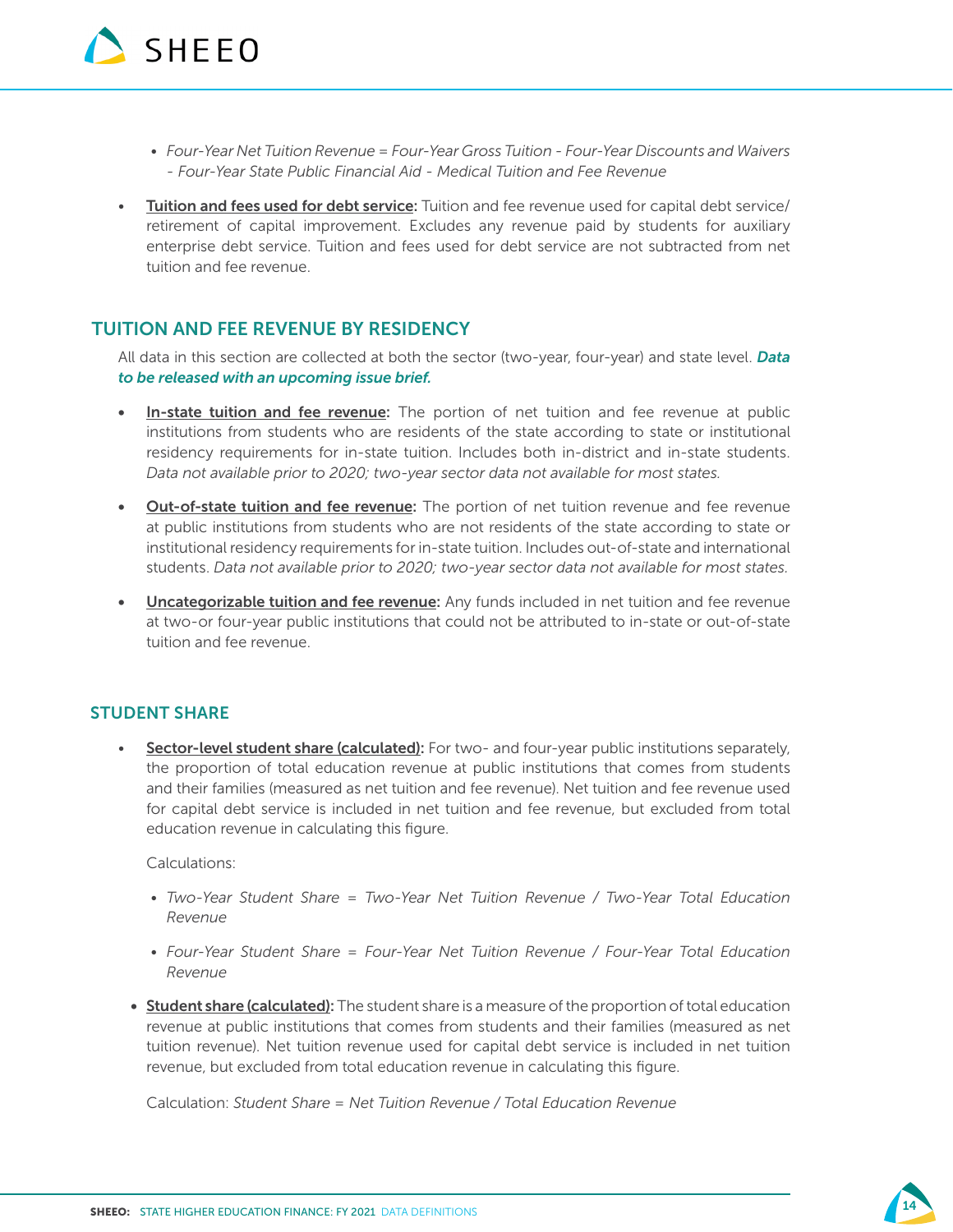- *Four-Year Net Tuition Revenue = Four-Year Gross Tuition - Four-Year Discounts and Waivers - Four-Year State Public Financial Aid - Medical Tuition and Fee Revenue*

- **Tuition and fees used for debt service:** Tuition and fee revenue used for capital debt service/ retirement of capital improvement. Excludes any revenue paid by students for auxiliary enterprise debt service. Tuition and fees used for debt service are not subtracted from net tuition and fee revenue.

## TUITION AND FEE REVENUE BY RESIDENCY

All data in this section are collected at both the sector (two-year, four-year) and state level. ***Data to be released with an upcoming issue brief.***

- **In-state tuition and fee revenue:** The portion of net tuition and fee revenue at public institutions from students who are residents of the state according to state or institutional residency requirements for in-state tuition. Includes both in-district and in-state students. *Data not available prior to 2020; two-year sector data not available for most states.*

- **Out-of-state tuition and fee revenue:** The portion of net tuition revenue and fee revenue at public institutions from students who are not residents of the state according to state or institutional residency requirements for in-state tuition. Includes out-of-state and international students. *Data not available prior to 2020; two-year sector data not available for most states.*

- **Uncategorizable tuition and fee revenue:** Any funds included in net tuition and fee revenue at two-or four-year public institutions that could not be attributed to in-state or out-of-state tuition and fee revenue.

## STUDENT SHARE

- **Sector-level student share (calculated):** For two- and four-year public institutions separately, the proportion of total education revenue at public institutions that comes from students and their families (measured as net tuition and fee revenue). Net tuition and fee revenue used for capital debt service is included in net tuition and fee revenue, but excluded from total education revenue in calculating this figure.

  Calculations:

  - *Two-Year Student Share = Two-Year Net Tuition Revenue / Two-Year Total Education Revenue*
  - *Four-Year Student Share = Four-Year Net Tuition Revenue / Four-Year Total Education Revenue*

- **Student share (calculated):** The student share is a measure of the proportion of total education revenue at public institutions that comes from students and their families (measured as net tuition revenue). Net tuition revenue used for capital debt service is included in net tuition revenue, but excluded from total education revenue in calculating this figure.

  Calculation: *Student Share = Net Tuition Revenue / Total Education Revenue*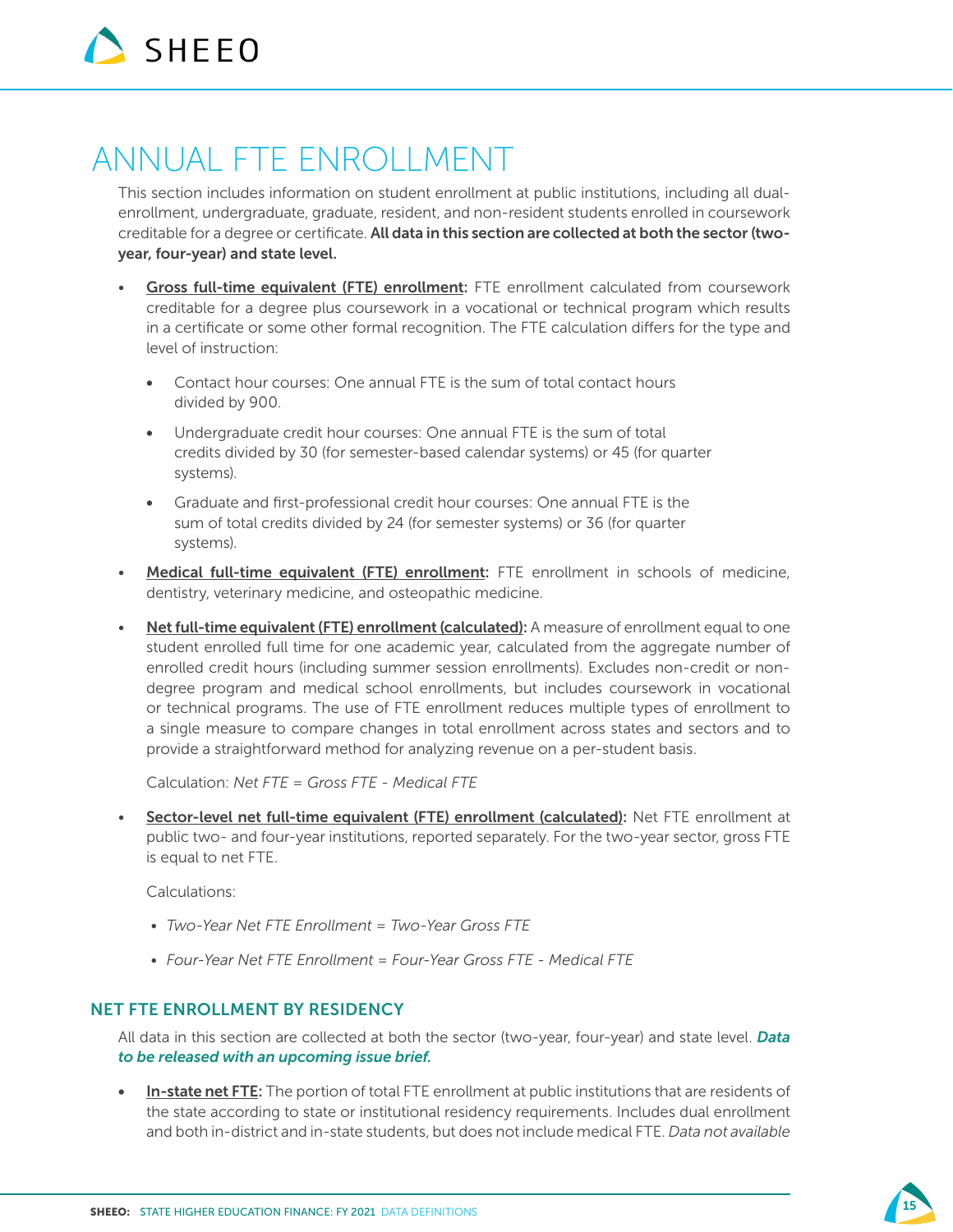# ANNUAL FTE ENROLLMENT

This section includes information on student enrollment at public institutions, including all dual-enrollment, undergraduate, graduate, resident, and non-resident students enrolled in coursework creditable for a degree or certificate. **All data in this section are collected at both the sector (two-year, four-year) and state level.**

- **Gross full-time equivalent (FTE) enrollment:** FTE enrollment calculated from coursework creditable for a degree plus coursework in a vocational or technical program which results in a certificate or some other formal recognition. The FTE calculation differs for the type and level of instruction:
  - Contact hour courses: One annual FTE is the sum of total contact hours divided by 900.
  - Undergraduate credit hour courses: One annual FTE is the sum of total credits divided by 30 (for semester-based calendar systems) or 45 (for quarter systems).
  - Graduate and first-professional credit hour courses: One annual FTE is the sum of total credits divided by 24 (for semester systems) or 36 (for quarter systems).
- **Medical full-time equivalent (FTE) enrollment:** FTE enrollment in schools of medicine, dentistry, veterinary medicine, and osteopathic medicine.
- **Net full-time equivalent (FTE) enrollment (calculated):** A measure of enrollment equal to one student enrolled full time for one academic year, calculated from the aggregate number of enrolled credit hours (including summer session enrollments). Excludes non-credit or non-degree program and medical school enrollments, but includes coursework in vocational or technical programs. The use of FTE enrollment reduces multiple types of enrollment to a single measure to compare changes in total enrollment across states and sectors and to provide a straightforward method for analyzing revenue on a per-student basis.

  Calculation: *Net FTE = Gross FTE - Medical FTE*
- **Sector-level net full-time equivalent (FTE) enrollment (calculated):** Net FTE enrollment at public two- and four-year institutions, reported separately. For the two-year sector, gross FTE is equal to net FTE.

  Calculations:
  - *Two-Year Net FTE Enrollment = Two-Year Gross FTE*
  - *Four-Year Net FTE Enrollment = Four-Year Gross FTE - Medical FTE*

## NET FTE ENROLLMENT BY RESIDENCY

All data in this section are collected at both the sector (two-year, four-year) and state level. ***Data to be released with an upcoming issue brief.***

- **In-state net FTE:** The portion of total FTE enrollment at public institutions that are residents of the state according to state or institutional residency requirements. Includes dual enrollment and both in-district and in-state students, but does not include medical FTE. *Data not available*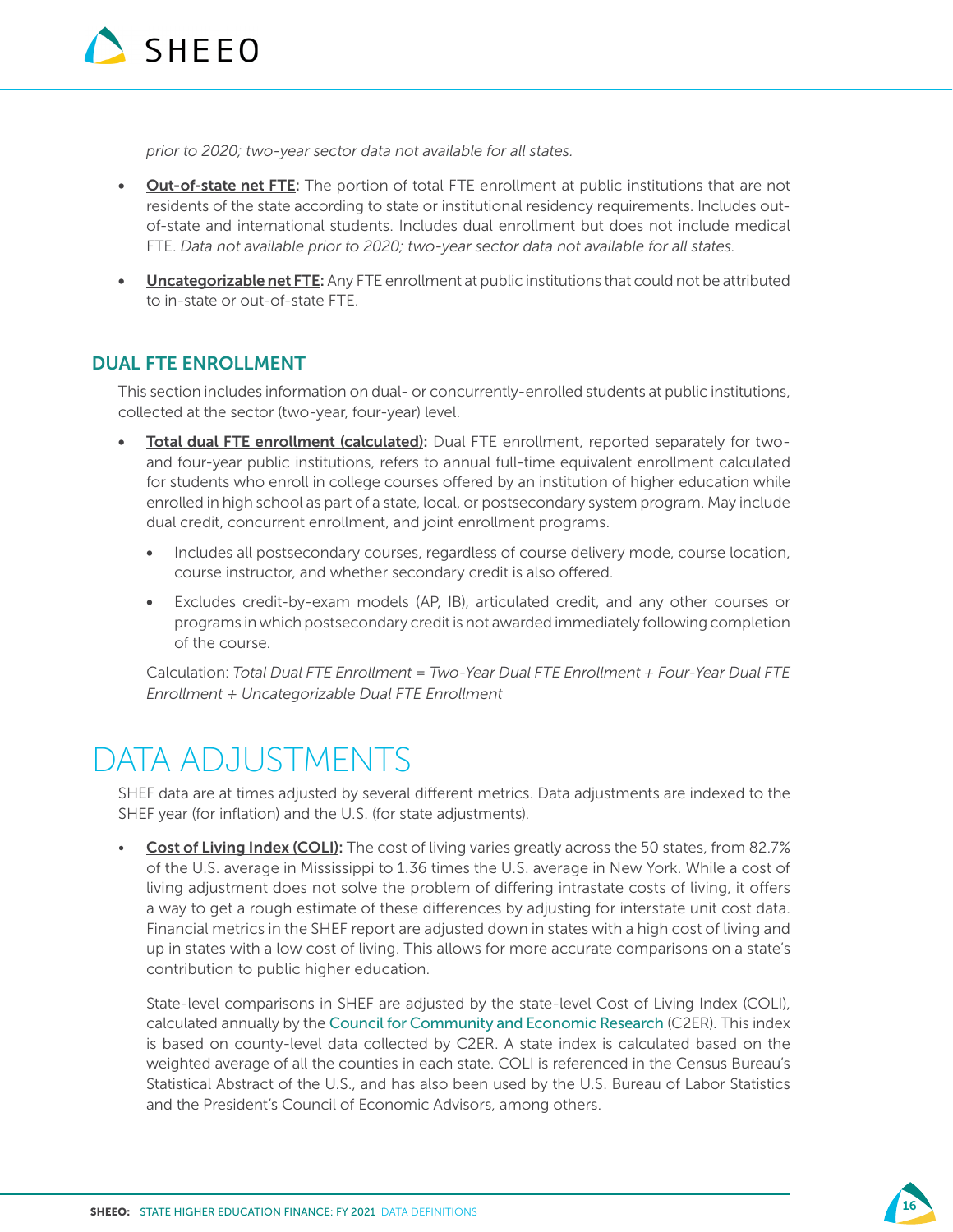*prior to 2020; two-year sector data not available for all states.*

- **Out-of-state net FTE:** The portion of total FTE enrollment at public institutions that are not residents of the state according to state or institutional residency requirements. Includes out-of-state and international students. Includes dual enrollment but does not include medical FTE. *Data not available prior to 2020; two-year sector data not available for all states.*

- **Uncategorizable net FTE:** Any FTE enrollment at public institutions that could not be attributed to in-state or out-of-state FTE.

## DUAL FTE ENROLLMENT

This section includes information on dual- or concurrently-enrolled students at public institutions, collected at the sector (two-year, four-year) level.

- **Total dual FTE enrollment (calculated):** Dual FTE enrollment, reported separately for two- and four-year public institutions, refers to annual full-time equivalent enrollment calculated for students who enroll in college courses offered by an institution of higher education while enrolled in high school as part of a state, local, or postsecondary system program. May include dual credit, concurrent enrollment, and joint enrollment programs.
  - Includes all postsecondary courses, regardless of course delivery mode, course location, course instructor, and whether secondary credit is also offered.
  - Excludes credit-by-exam models (AP, IB), articulated credit, and any other courses or programs in which postsecondary credit is not awarded immediately following completion of the course.

  Calculation: *Total Dual FTE Enrollment = Two-Year Dual FTE Enrollment + Four-Year Dual FTE Enrollment + Uncategorizable Dual FTE Enrollment*

# DATA ADJUSTMENTS

SHEF data are at times adjusted by several different metrics. Data adjustments are indexed to the SHEF year (for inflation) and the U.S. (for state adjustments).

- **Cost of Living Index (COLI):** The cost of living varies greatly across the 50 states, from 82.7% of the U.S. average in Mississippi to 1.36 times the U.S. average in New York. While a cost of living adjustment does not solve the problem of differing intrastate costs of living, it offers a way to get a rough estimate of these differences by adjusting for interstate unit cost data. Financial metrics in the SHEF report are adjusted down in states with a high cost of living and up in states with a low cost of living. This allows for more accurate comparisons on a state's contribution to public higher education.

  State-level comparisons in SHEF are adjusted by the state-level Cost of Living Index (COLI), calculated annually by the Council for Community and Economic Research (C2ER). This index is based on county-level data collected by C2ER. A state index is calculated based on the weighted average of all the counties in each state. COLI is referenced in the Census Bureau's Statistical Abstract of the U.S., and has also been used by the U.S. Bureau of Labor Statistics and the President's Council of Economic Advisors, among others.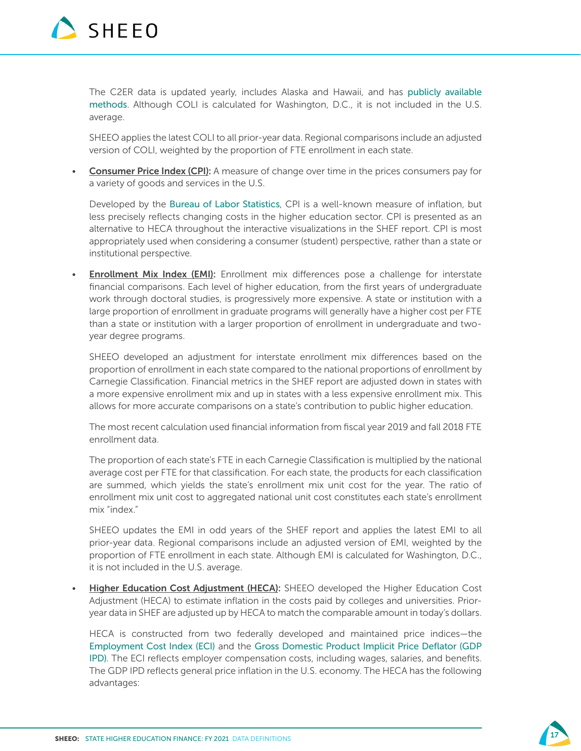The C2ER data is updated yearly, includes Alaska and Hawaii, and has publicly available methods. Although COLI is calculated for Washington, D.C., it is not included in the U.S. average.

SHEEO applies the latest COLI to all prior-year data. Regional comparisons include an adjusted version of COLI, weighted by the proportion of FTE enrollment in each state.

- **Consumer Price Index (CPI):** A measure of change over time in the prices consumers pay for a variety of goods and services in the U.S.

  Developed by the Bureau of Labor Statistics, CPI is a well-known measure of inflation, but less precisely reflects changing costs in the higher education sector. CPI is presented as an alternative to HECA throughout the interactive visualizations in the SHEF report. CPI is most appropriately used when considering a consumer (student) perspective, rather than a state or institutional perspective.

- **Enrollment Mix Index (EMI):** Enrollment mix differences pose a challenge for interstate financial comparisons. Each level of higher education, from the first years of undergraduate work through doctoral studies, is progressively more expensive. A state or institution with a large proportion of enrollment in graduate programs will generally have a higher cost per FTE than a state or institution with a larger proportion of enrollment in undergraduate and two-year degree programs.

  SHEEO developed an adjustment for interstate enrollment mix differences based on the proportion of enrollment in each state compared to the national proportions of enrollment by Carnegie Classification. Financial metrics in the SHEF report are adjusted down in states with a more expensive enrollment mix and up in states with a less expensive enrollment mix. This allows for more accurate comparisons on a state's contribution to public higher education.

  The most recent calculation used financial information from fiscal year 2019 and fall 2018 FTE enrollment data.

  The proportion of each state's FTE in each Carnegie Classification is multiplied by the national average cost per FTE for that classification. For each state, the products for each classification are summed, which yields the state's enrollment mix unit cost for the year. The ratio of enrollment mix unit cost to aggregated national unit cost constitutes each state's enrollment mix "index."

  SHEEO updates the EMI in odd years of the SHEF report and applies the latest EMI to all prior-year data. Regional comparisons include an adjusted version of EMI, weighted by the proportion of FTE enrollment in each state. Although EMI is calculated for Washington, D.C., it is not included in the U.S. average.

- **Higher Education Cost Adjustment (HECA):** SHEEO developed the Higher Education Cost Adjustment (HECA) to estimate inflation in the costs paid by colleges and universities. Prior-year data in SHEF are adjusted up by HECA to match the comparable amount in today's dollars.

  HECA is constructed from two federally developed and maintained price indices—the Employment Cost Index (ECI) and the Gross Domestic Product Implicit Price Deflator (GDP IPD). The ECI reflects employer compensation costs, including wages, salaries, and benefits. The GDP IPD reflects general price inflation in the U.S. economy. The HECA has the following advantages: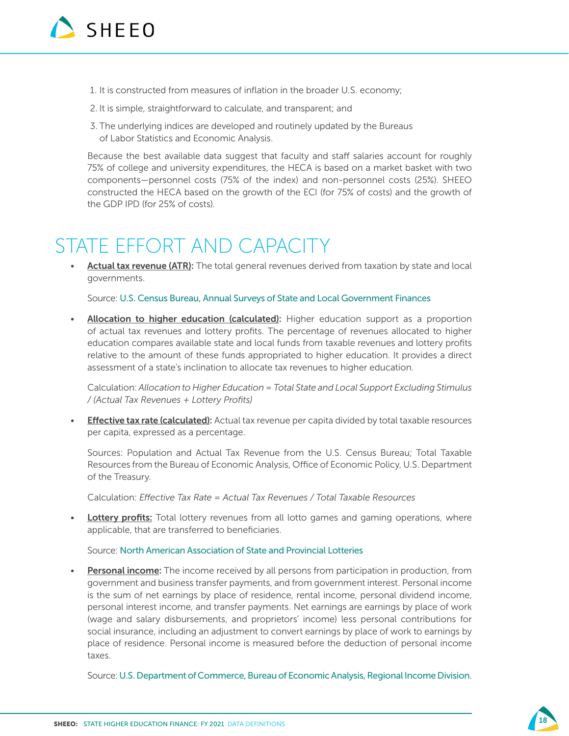1. It is constructed from measures of inflation in the broader U.S. economy;
2. It is simple, straightforward to calculate, and transparent; and
3. The underlying indices are developed and routinely updated by the Bureaus of Labor Statistics and Economic Analysis.

Because the best available data suggest that faculty and staff salaries account for roughly 75% of college and university expenditures, the HECA is based on a market basket with two components—personnel costs (75% of the index) and non-personnel costs (25%). SHEEO constructed the HECA based on the growth of the ECI (for 75% of costs) and the growth of the GDP IPD (for 25% of costs).

# STATE EFFORT AND CAPACITY

- **Actual tax revenue (ATR):** The total general revenues derived from taxation by state and local governments.

  Source: U.S. Census Bureau, Annual Surveys of State and Local Government Finances

- **Allocation to higher education (calculated):** Higher education support as a proportion of actual tax revenues and lottery profits. The percentage of revenues allocated to higher education compares available state and local funds from taxable revenues and lottery profits relative to the amount of these funds appropriated to higher education. It provides a direct assessment of a state's inclination to allocate tax revenues to higher education.

  Calculation: *Allocation to Higher Education = Total State and Local Support Excluding Stimulus / (Actual Tax Revenues + Lottery Profits)*

- **Effective tax rate (calculated):** Actual tax revenue per capita divided by total taxable resources per capita, expressed as a percentage.

  Sources: Population and Actual Tax Revenue from the U.S. Census Bureau; Total Taxable Resources from the Bureau of Economic Analysis, Office of Economic Policy, U.S. Department of the Treasury.

  Calculation: *Effective Tax Rate = Actual Tax Revenues / Total Taxable Resources*

- **Lottery profits:** Total lottery revenues from all lotto games and gaming operations, where applicable, that are transferred to beneficiaries.

  Source: North American Association of State and Provincial Lotteries

- **Personal income:** The income received by all persons from participation in production, from government and business transfer payments, and from government interest. Personal income is the sum of net earnings by place of residence, rental income, personal dividend income, personal interest income, and transfer payments. Net earnings are earnings by place of work (wage and salary disbursements, and proprietors' income) less personal contributions for social insurance, including an adjustment to convert earnings by place of work to earnings by place of residence. Personal income is measured before the deduction of personal income taxes.

  Source: U.S. Department of Commerce, Bureau of Economic Analysis, Regional Income Division.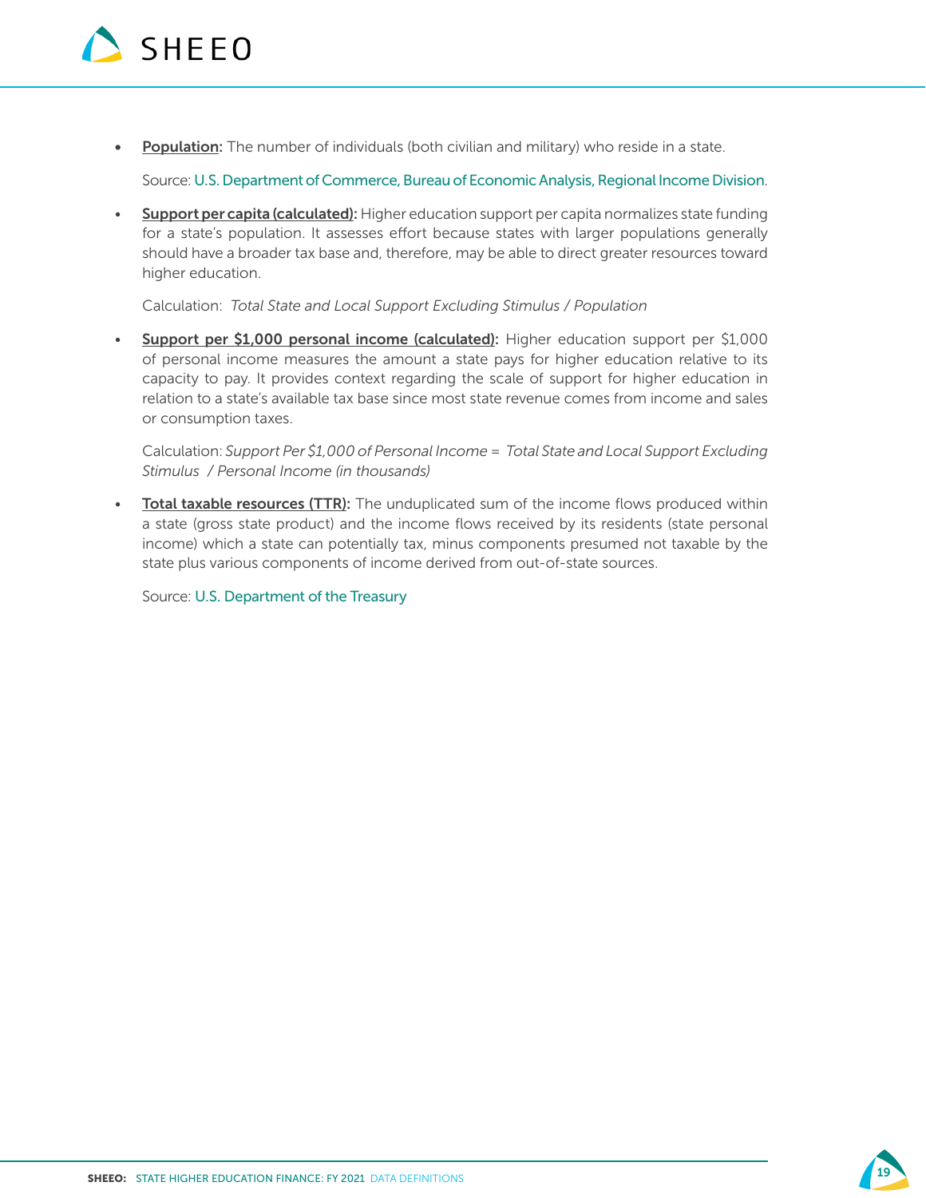- **Population:** The number of individuals (both civilian and military) who reside in a state.

  Source: U.S. Department of Commerce, Bureau of Economic Analysis, Regional Income Division.

- **Support per capita (calculated):** Higher education support per capita normalizes state funding for a state's population. It assesses effort because states with larger populations generally should have a broader tax base and, therefore, may be able to direct greater resources toward higher education.

  Calculation: *Total State and Local Support Excluding Stimulus / Population*

- **Support per $1,000 personal income (calculated):** Higher education support per $1,000 of personal income measures the amount a state pays for higher education relative to its capacity to pay. It provides context regarding the scale of support for higher education in relation to a state's available tax base since most state revenue comes from income and sales or consumption taxes.

  Calculation: *Support Per $1,000 of Personal Income = Total State and Local Support Excluding Stimulus / Personal Income (in thousands)*

- **Total taxable resources (TTR):** The unduplicated sum of the income flows produced within a state (gross state product) and the income flows received by its residents (state personal income) which a state can potentially tax, minus components presumed not taxable by the state plus various components of income derived from out-of-state sources.

  Source: U.S. Department of the Treasury